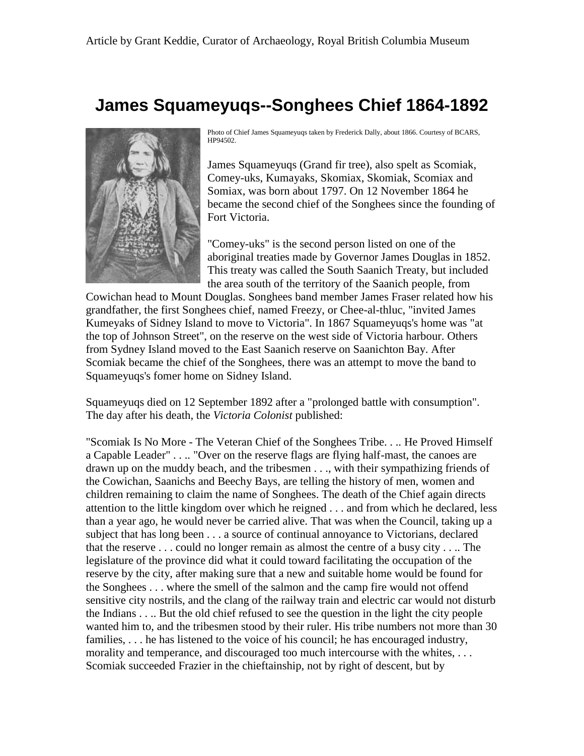Article by Grant Keddie, Curator of Archaeology, Royal British Columbia Museum

# James Squameyuqs--Songhees Chief 1864-1892

Photo of Chief James Squameyuqs taken by Frederick Dally, about 1866. Courtesy of BCARS, HP94502.

James Squameyuqs (Grand fir tree), also spelt as Scomiak, Comey-uks, Kumayaks, Skomiax, Skomiak, Scomiax and Somiax, was born about 1797. On 12 November 1864 he became the second chief of the Songhees since the founding of Fort Victoria.

"Comey-uks" is the second person listed on one of the aboriginal treaties made by Governor James Douglas in 1852. This treaty was called the South Saanich Treaty, but included the area south of the territory of the Saanich people, from Cowichan head to Mount Douglas. Songhees band member James Fraser related how his grandfather, the first Songhees chief, named Freezy, or Chee-al-thluc, "invited James Kumeyaks of Sidney Island to move to Victoria". In 1867 Squameyuqs's home was "at the top of Johnson Street", on the reserve on the west side of Victoria harbour. Others from Sydney Island moved to the East Saanich reserve on Saanichton Bay. After Scomiak became the chief of the Songhees, there was an attempt to move the band to Squameyuqs's fomer home on Sidney Island.

Squameyuqs died on 12 September 1892 after a "prolonged battle with consumption". The day after his death, the *Victoria Colonist* published:

"Scomiak Is No More - The Veteran Chief of the Songhees Tribe. . .. He Proved Himself a Capable Leader" . . .. "Over on the reserve flags are flying half-mast, the canoes are drawn up on the muddy beach, and the tribesmen . . ., with their sympathizing friends of the Cowichan, Saanichs and Beechy Bays, are telling the history of men, women and children remaining to claim the name of Songhees. The death of the Chief again directs attention to the little kingdom over which he reigned . . . and from which he declared, less than a year ago, he would never be carried alive. That was when the Council, taking up a subject that has long been . . . a source of continual annoyance to Victorians, declared that the reserve . . . could no longer remain as almost the centre of a busy city . . .. The legislature of the province did what it could toward facilitating the occupation of the reserve by the city, after making sure that a new and suitable home would be found for the Songhees . . . where the smell of the salmon and the camp fire would not offend sensitive city nostrils, and the clang of the railway train and electric car would not disturb the Indians . . .. But the old chief refused to see the question in the light the city people wanted him to, and the tribesmen stood by their ruler. His tribe numbers not more than 30 families, . . . he has listened to the voice of his council; he has encouraged industry, morality and temperance, and discouraged too much intercourse with the whites, . . . Scomiak succeeded Frazier in the chieftainship, not by right of descent, but by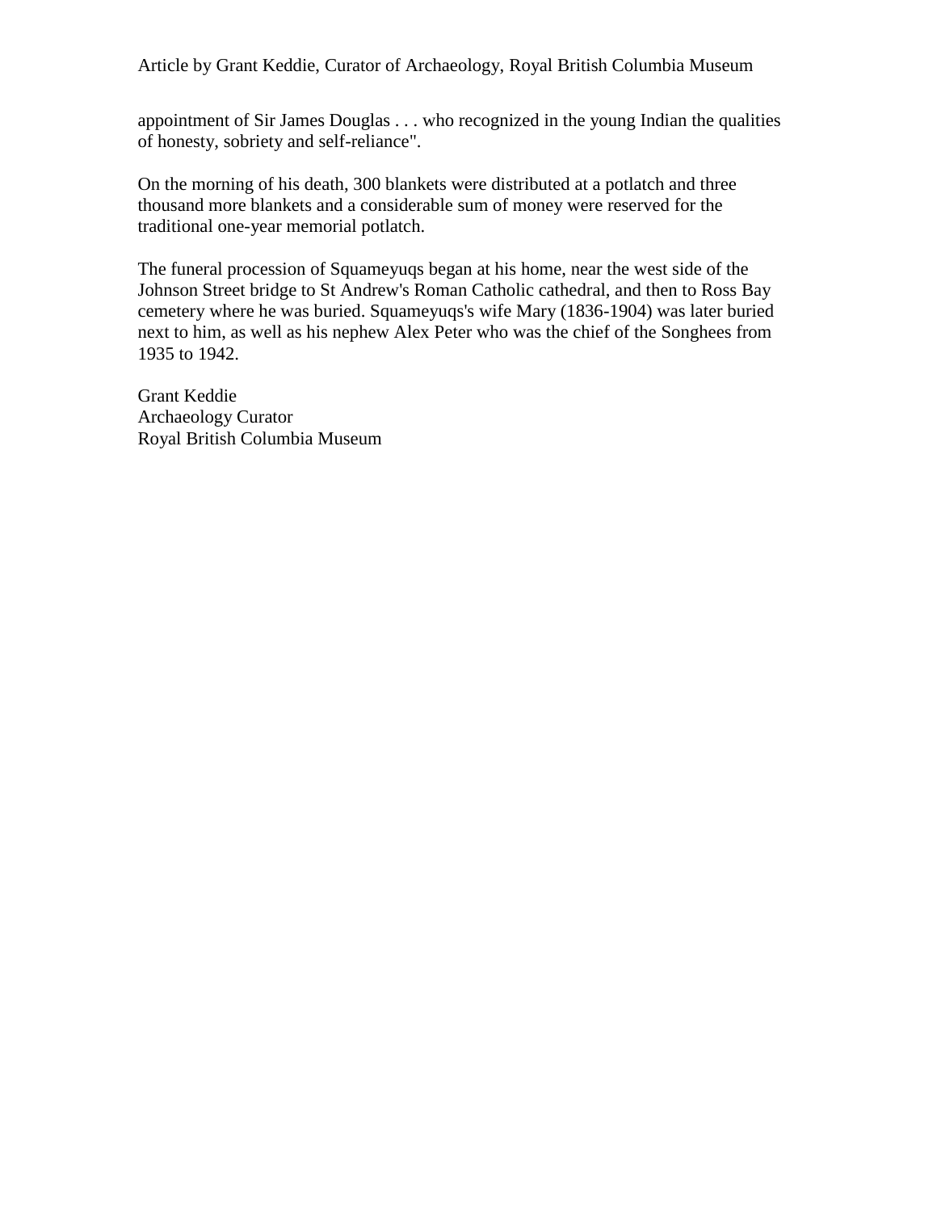appointment of Sir James Douglas . . . who recognized in the young Indian the qualities of honesty, sobriety and self-reliance".

On the morning of his death, 300 blankets were distributed at a potlatch and three thousand more blankets and a considerable sum of money were reserved for the traditional one-year memorial potlatch.

The funeral procession of Squameyuqs began at his home, near the west side of the Johnson Street bridge to St Andrew's Roman Catholic cathedral, and then to Ross Bay cemetery where he was buried. Squameyuqs's wife Mary (1836-1904) was later buried next to him, as well as his nephew Alex Peter who was the chief of the Songhees from 1935 to 1942.

Grant Keddie  
Archaeology Curator  
Royal British Columbia Museum